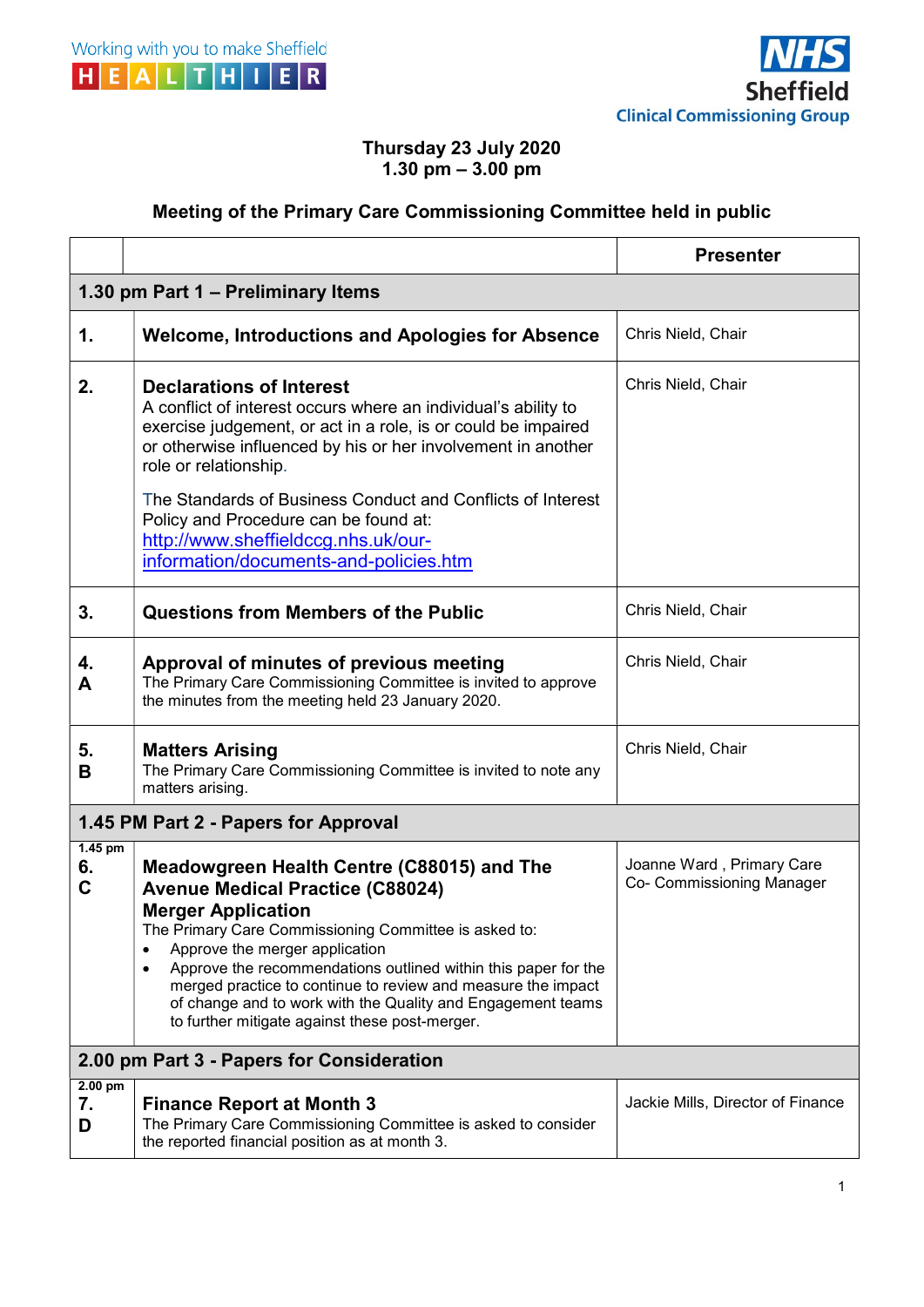Working with you to make Sheffield HEALTHIER

NHS Sheffield Clinical Commissioning Group

**Thursday 23 July 2020**
**1.30 pm – 3.00 pm**

## Meeting of the Primary Care Commissioning Committee held in public

| | | Presenter |
|---|---|---|
| **1.30 pm Part 1 – Preliminary Items** | | |
| **1.** | **Welcome, Introductions and Apologies for Absence** | Chris Nield, Chair |
| **2.** | **Declarations of Interest**<br>A conflict of interest occurs where an individual's ability to exercise judgement, or act in a role, is or could be impaired or otherwise influenced by his or her involvement in another role or relationship.<br><br>The Standards of Business Conduct and Conflicts of Interest Policy and Procedure can be found at: http://www.sheffieldccg.nhs.uk/our-information/documents-and-policies.htm | Chris Nield, Chair |
| **3.** | **Questions from Members of the Public** | Chris Nield, Chair |
| **4. A** | **Approval of minutes of previous meeting**<br>The Primary Care Commissioning Committee is invited to approve the minutes from the meeting held 23 January 2020. | Chris Nield, Chair |
| **5. B** | **Matters Arising**<br>The Primary Care Commissioning Committee is invited to note any matters arising. | Chris Nield, Chair |
| **1.45 PM Part 2 - Papers for Approval** | | |
| 1.45 pm<br>**6. C** | **Meadowgreen Health Centre (C88015) and The Avenue Medical Practice (C88024) Merger Application**<br>The Primary Care Commissioning Committee is asked to:<br>• Approve the merger application<br>• Approve the recommendations outlined within this paper for the merged practice to continue to review and measure the impact of change and to work with the Quality and Engagement teams to further mitigate against these post-merger. | Joanne Ward , Primary Care Co- Commissioning Manager |
| **2.00 pm Part 3 - Papers for Consideration** | | |
| 2.00 pm<br>**7. D** | **Finance Report at Month 3**<br>The Primary Care Commissioning Committee is asked to consider the reported financial position as at month 3. | Jackie Mills, Director of Finance |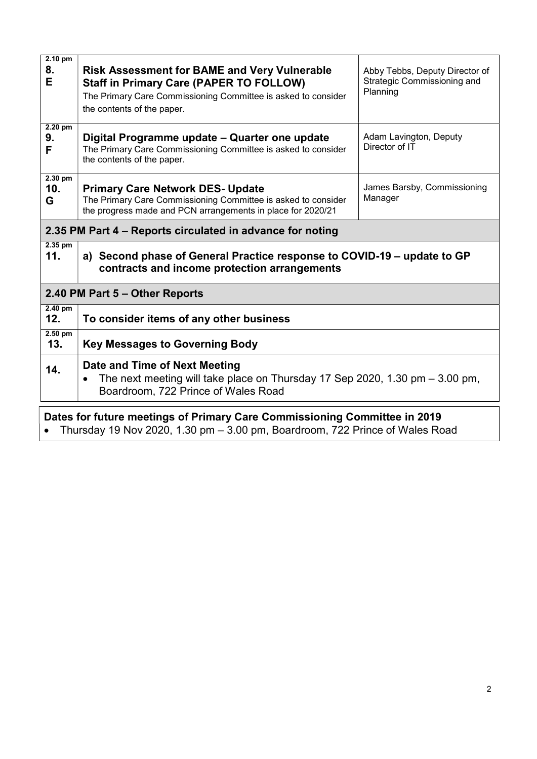| | | |
|---|---|---|
| 2.10 pm<br>**8.**<br>**E** | **Risk Assessment for BAME and Very Vulnerable Staff in Primary Care (PAPER TO FOLLOW)**<br>The Primary Care Commissioning Committee is asked to consider the contents of the paper. | Abby Tebbs, Deputy Director of Strategic Commissioning and Planning |
| 2.20 pm<br>**9.**<br>**F** | **Digital Programme update – Quarter one update**<br>The Primary Care Commissioning Committee is asked to consider the contents of the paper. | Adam Lavington, Deputy Director of IT |
| 2.30 pm<br>**10.**<br>**G** | **Primary Care Network DES- Update**<br>The Primary Care Commissioning Committee is asked to consider the progress made and PCN arrangements in place for 2020/21 | James Barsby, Commissioning Manager |
| **2.35 PM Part 4 – Reports circulated in advance for noting** | | |
| 2.35 pm<br>**11.** | **a) Second phase of General Practice response to COVID-19 – update to GP contracts and income protection arrangements** | |
| **2.40 PM Part 5 – Other Reports** | | |
| 2.40 pm<br>**12.** | **To consider items of any other business** | |
| 2.50 pm<br>**13.** | **Key Messages to Governing Body** | |
| **14.** | **Date and Time of Next Meeting**<br>• The next meeting will take place on Thursday 17 Sep 2020, 1.30 pm – 3.00 pm, Boardroom, 722 Prince of Wales Road | |

**Dates for future meetings of Primary Care Commissioning Committee in 2019**

- Thursday 19 Nov 2020, 1.30 pm – 3.00 pm, Boardroom, 722 Prince of Wales Road